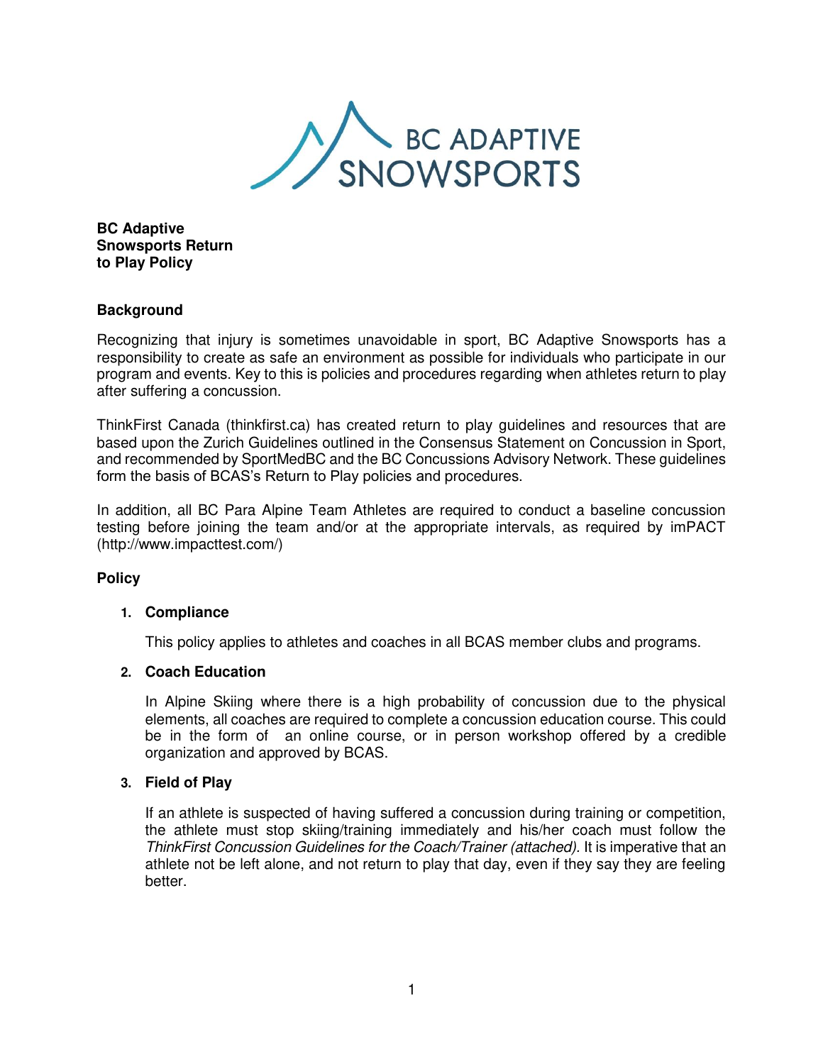**BC Adaptive Snowsports Return to Play Policy**

## Background

Recognizing that injury is sometimes unavoidable in sport, BC Adaptive Snowsports has a responsibility to create as safe an environment as possible for individuals who participate in our program and events. Key to this is policies and procedures regarding when athletes return to play after suffering a concussion.

ThinkFirst Canada (thinkfirst.ca) has created return to play guidelines and resources that are based upon the Zurich Guidelines outlined in the Consensus Statement on Concussion in Sport, and recommended by SportMedBC and the BC Concussions Advisory Network. These guidelines form the basis of BCAS's Return to Play policies and procedures.

In addition, all BC Para Alpine Team Athletes are required to conduct a baseline concussion testing before joining the team and/or at the appropriate intervals, as required by imPACT (http://www.impacttest.com/)

## Policy

### 1. Compliance

This policy applies to athletes and coaches in all BCAS member clubs and programs.

### 2. Coach Education

In Alpine Skiing where there is a high probability of concussion due to the physical elements, all coaches are required to complete a concussion education course. This could be in the form of an online course, or in person workshop offered by a credible organization and approved by BCAS.

### 3. Field of Play

If an athlete is suspected of having suffered a concussion during training or competition, the athlete must stop skiing/training immediately and his/her coach must follow the *ThinkFirst Concussion Guidelines for the Coach/Trainer (attached).* It is imperative that an athlete not be left alone, and not return to play that day, even if they say they are feeling better.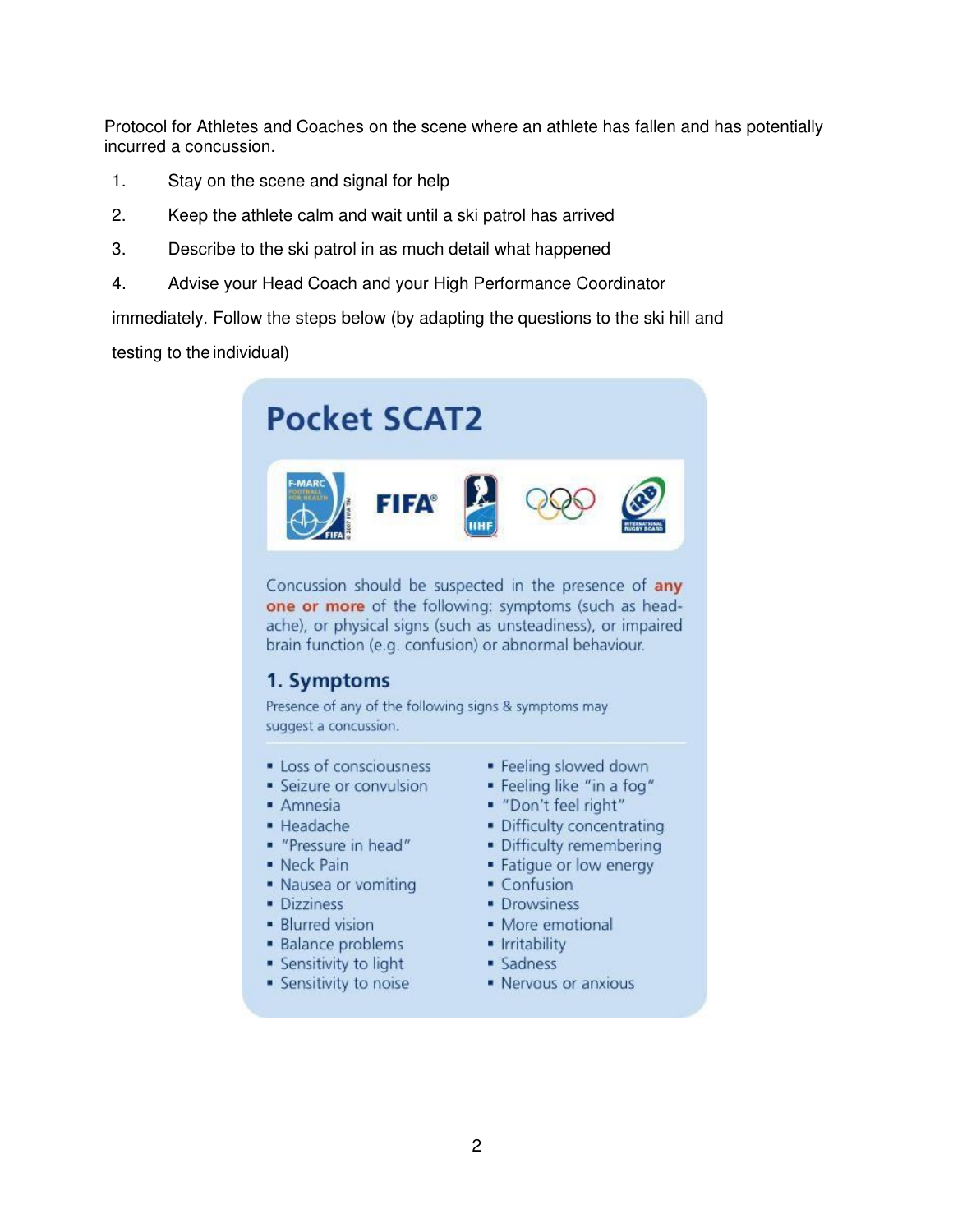Protocol for Athletes and Coaches on the scene where an athlete has fallen and has potentially incurred a concussion.

1. Stay on the scene and signal for help
2. Keep the athlete calm and wait until a ski patrol has arrived
3. Describe to the ski patrol in as much detail what happened
4. Advise your Head Coach and your High Performance Coordinator

immediately. Follow the steps below (by adapting the questions to the ski hill and testing to the individual)

# Pocket SCAT2

F-MARC FIFA IIHF IRB

Concussion should be suspected in the presence of **any one or more** of the following: symptoms (such as headache), or physical signs (such as unsteadiness), or impaired brain function (e.g. confusion) or abnormal behaviour.

## 1. Symptoms

Presence of any of the following signs & symptoms may suggest a concussion.

- Loss of consciousness
- Seizure or convulsion
- Amnesia
- Headache
- "Pressure in head"
- Neck Pain
- Nausea or vomiting
- Dizziness
- Blurred vision
- Balance problems
- Sensitivity to light
- Sensitivity to noise
- Feeling slowed down
- Feeling like "in a fog"
- "Don't feel right"
- Difficulty concentrating
- Difficulty remembering
- Fatigue or low energy
- Confusion
- Drowsiness
- More emotional
- Irritability
- Sadness
- Nervous or anxious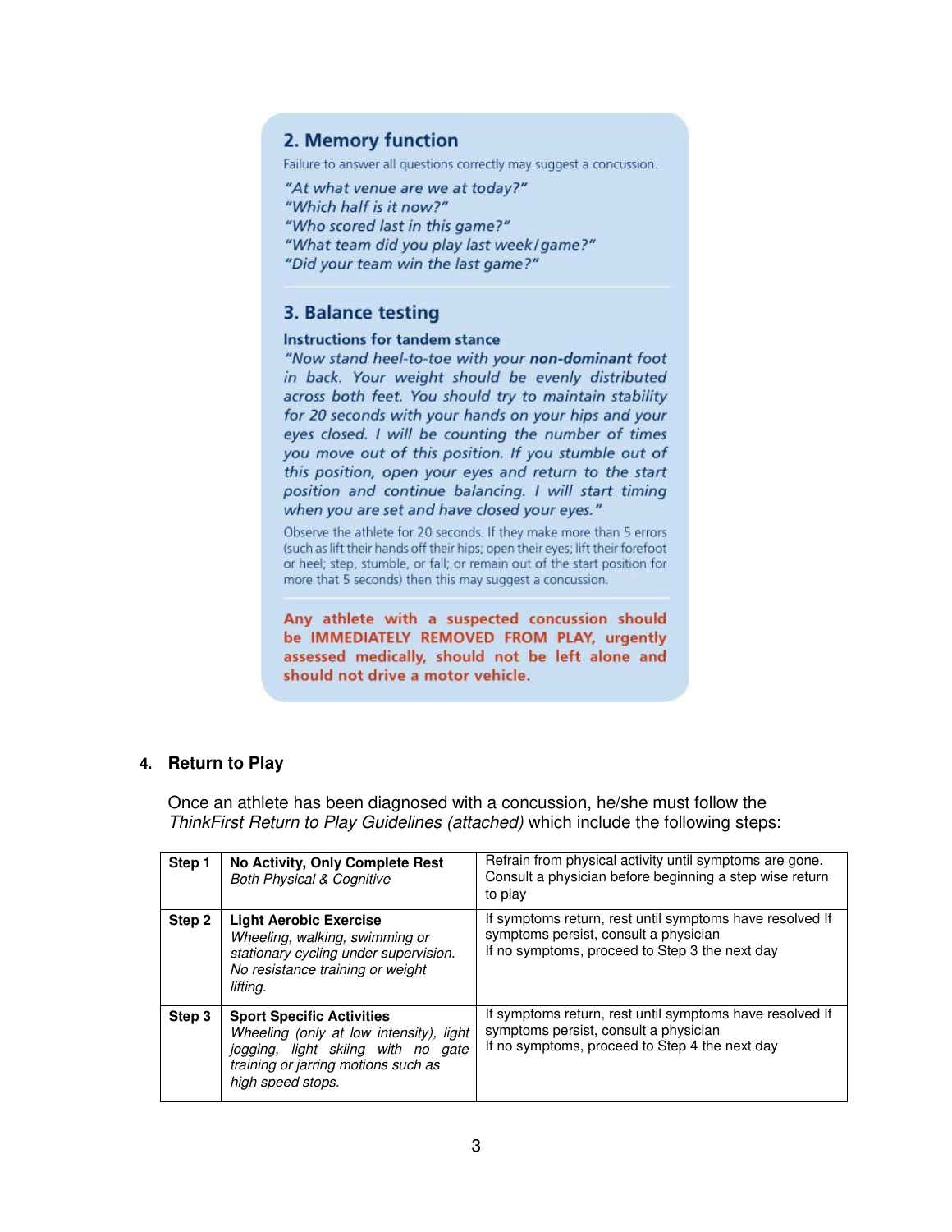## 2. Memory function

Failure to answer all questions correctly may suggest a concussion.

*"At what venue are we at today?"*
*"Which half is it now?"*
*"Who scored last in this game?"*
*"What team did you play last week/game?"*
*"Did your team win the last game?"*

## 3. Balance testing

**Instructions for tandem stance**

*"Now stand heel-to-toe with your **non-dominant** foot in back. Your weight should be evenly distributed across both feet. You should try to maintain stability for 20 seconds with your hands on your hips and your eyes closed. I will be counting the number of times you move out of this position. If you stumble out of this position, open your eyes and return to the start position and continue balancing. I will start timing when you are set and have closed your eyes."*

Observe the athlete for 20 seconds. If they make more than 5 errors (such as lift their hands off their hips; open their eyes; lift their forefoot or heel; step, stumble, or fall; or remain out of the start position for more that 5 seconds) then this may suggest a concussion.

**Any athlete with a suspected concussion should be IMMEDIATELY REMOVED FROM PLAY, urgently assessed medically, should not be left alone and should not drive a motor vehicle.**

## 4. Return to Play

Once an athlete has been diagnosed with a concussion, he/she must follow the *ThinkFirst Return to Play Guidelines (attached)* which include the following steps:

| | | |
|---|---|---|
| Step 1 | **No Activity, Only Complete Rest** *Both Physical & Cognitive* | Refrain from physical activity until symptoms are gone. Consult a physician before beginning a step wise return to play |
| Step 2 | **Light Aerobic Exercise** *Wheeling, walking, swimming or stationary cycling under supervision. No resistance training or weight lifting.* | If symptoms return, rest until symptoms have resolved If symptoms persist, consult a physician If no symptoms, proceed to Step 3 the next day |
| Step 3 | **Sport Specific Activities** *Wheeling (only at low intensity), light jogging, light skiing with no gate training or jarring motions such as high speed stops.* | If symptoms return, rest until symptoms have resolved If symptoms persist, consult a physician If no symptoms, proceed to Step 4 the next day |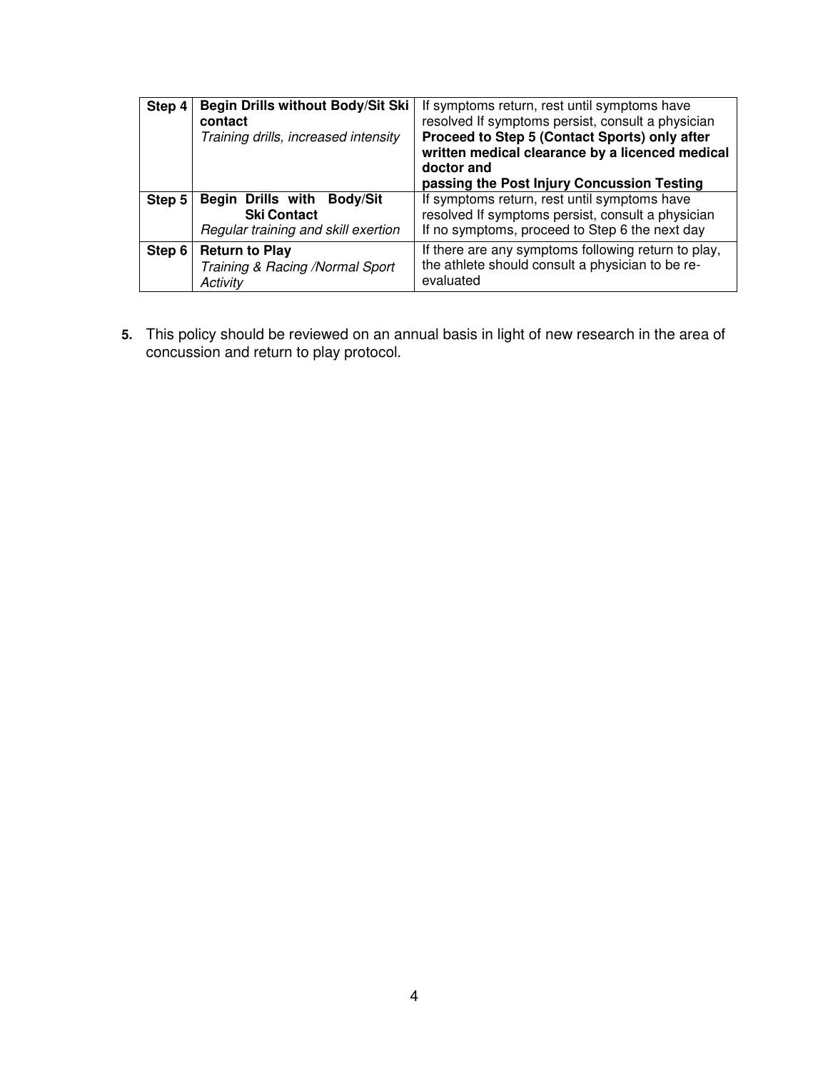| | | |
|---|---|---|
| **Step 4** | **Begin Drills without Body/Sit Ski contact**<br>*Training drills, increased intensity* | If symptoms return, rest until symptoms have resolved If symptoms persist, consult a physician<br>**Proceed to Step 5 (Contact Sports) only after written medical clearance by a licenced medical doctor and**<br>**passing the Post Injury Concussion Testing** |
| **Step 5** | **Begin Drills with Body/Sit Ski Contact**<br>*Regular training and skill exertion* | If symptoms return, rest until symptoms have resolved If symptoms persist, consult a physician<br>If no symptoms, proceed to Step 6 the next day |
| **Step 6** | **Return to Play**<br>*Training & Racing /Normal Sport Activity* | If there are any symptoms following return to play, the athlete should consult a physician to be re-evaluated |

5. This policy should be reviewed on an annual basis in light of new research in the area of concussion and return to play protocol.